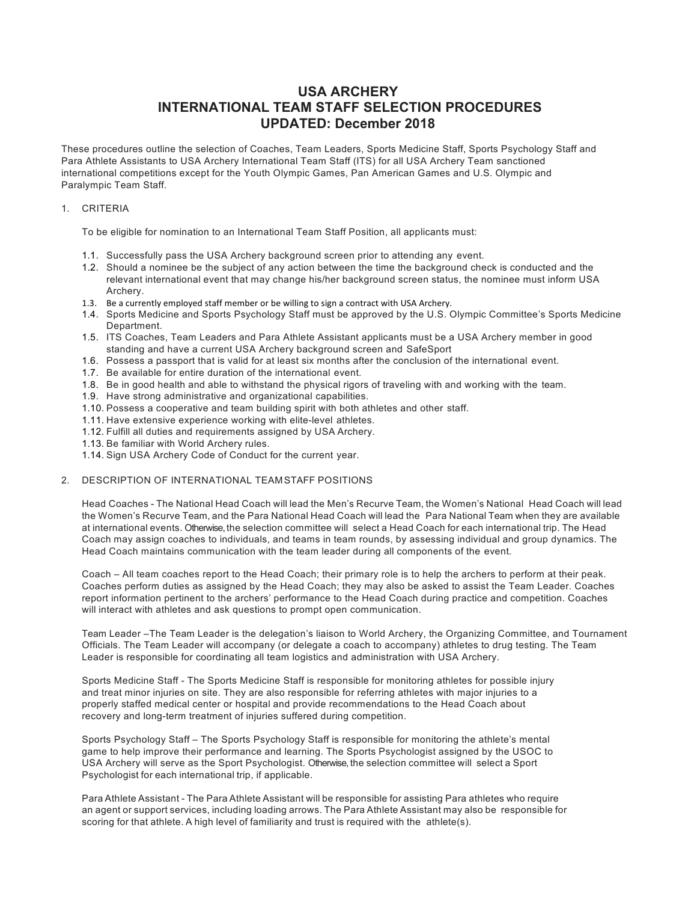# USA ARCHERY
# INTERNATIONAL TEAM STAFF SELECTION PROCEDURES
# UPDATED: December 2018

These procedures outline the selection of Coaches, Team Leaders, Sports Medicine Staff, Sports Psychology Staff and Para Athlete Assistants to USA Archery International Team Staff (ITS) for all USA Archery Team sanctioned international competitions except for the Youth Olympic Games, Pan American Games and U.S. Olympic and Paralympic Team Staff.

1. CRITERIA

   To be eligible for nomination to an International Team Staff Position, all applicants must:

   1.1. Successfully pass the USA Archery background screen prior to attending any event.
   1.2. Should a nominee be the subject of any action between the time the background check is conducted and the relevant international event that may change his/her background screen status, the nominee must inform USA Archery.
   1.3. Be a currently employed staff member or be willing to sign a contract with USA Archery.
   1.4. Sports Medicine and Sports Psychology Staff must be approved by the U.S. Olympic Committee's Sports Medicine Department.
   1.5. ITS Coaches, Team Leaders and Para Athlete Assistant applicants must be a USA Archery member in good standing and have a current USA Archery background screen and SafeSport
   1.6. Possess a passport that is valid for at least six months after the conclusion of the international event.
   1.7. Be available for entire duration of the international event.
   1.8. Be in good health and able to withstand the physical rigors of traveling with and working with the team.
   1.9. Have strong administrative and organizational capabilities.
   1.10. Possess a cooperative and team building spirit with both athletes and other staff.
   1.11. Have extensive experience working with elite-level athletes.
   1.12. Fulfill all duties and requirements assigned by USA Archery.
   1.13. Be familiar with World Archery rules.
   1.14. Sign USA Archery Code of Conduct for the current year.

2. DESCRIPTION OF INTERNATIONAL TEAM STAFF POSITIONS

   Head Coaches - The National Head Coach will lead the Men's Recurve Team, the Women's National Head Coach will lead the Women's Recurve Team, and the Para National Head Coach will lead the Para National Team when they are available at international events. Otherwise, the selection committee will select a Head Coach for each international trip. The Head Coach may assign coaches to individuals, and teams in team rounds, by assessing individual and group dynamics. The Head Coach maintains communication with the team leader during all components of the event.

   Coach – All team coaches report to the Head Coach; their primary role is to help the archers to perform at their peak. Coaches perform duties as assigned by the Head Coach; they may also be asked to assist the Team Leader. Coaches report information pertinent to the archers' performance to the Head Coach during practice and competition. Coaches will interact with athletes and ask questions to prompt open communication.

   Team Leader –The Team Leader is the delegation's liaison to World Archery, the Organizing Committee, and Tournament Officials. The Team Leader will accompany (or delegate a coach to accompany) athletes to drug testing. The Team Leader is responsible for coordinating all team logistics and administration with USA Archery.

   Sports Medicine Staff - The Sports Medicine Staff is responsible for monitoring athletes for possible injury and treat minor injuries on site. They are also responsible for referring athletes with major injuries to a properly staffed medical center or hospital and provide recommendations to the Head Coach about recovery and long-term treatment of injuries suffered during competition.

   Sports Psychology Staff – The Sports Psychology Staff is responsible for monitoring the athlete's mental game to help improve their performance and learning. The Sports Psychologist assigned by the USOC to USA Archery will serve as the Sport Psychologist. Otherwise, the selection committee will select a Sport Psychologist for each international trip, if applicable.

   Para Athlete Assistant - The Para Athlete Assistant will be responsible for assisting Para athletes who require an agent or support services, including loading arrows. The Para Athlete Assistant may also be responsible for scoring for that athlete. A high level of familiarity and trust is required with the athlete(s).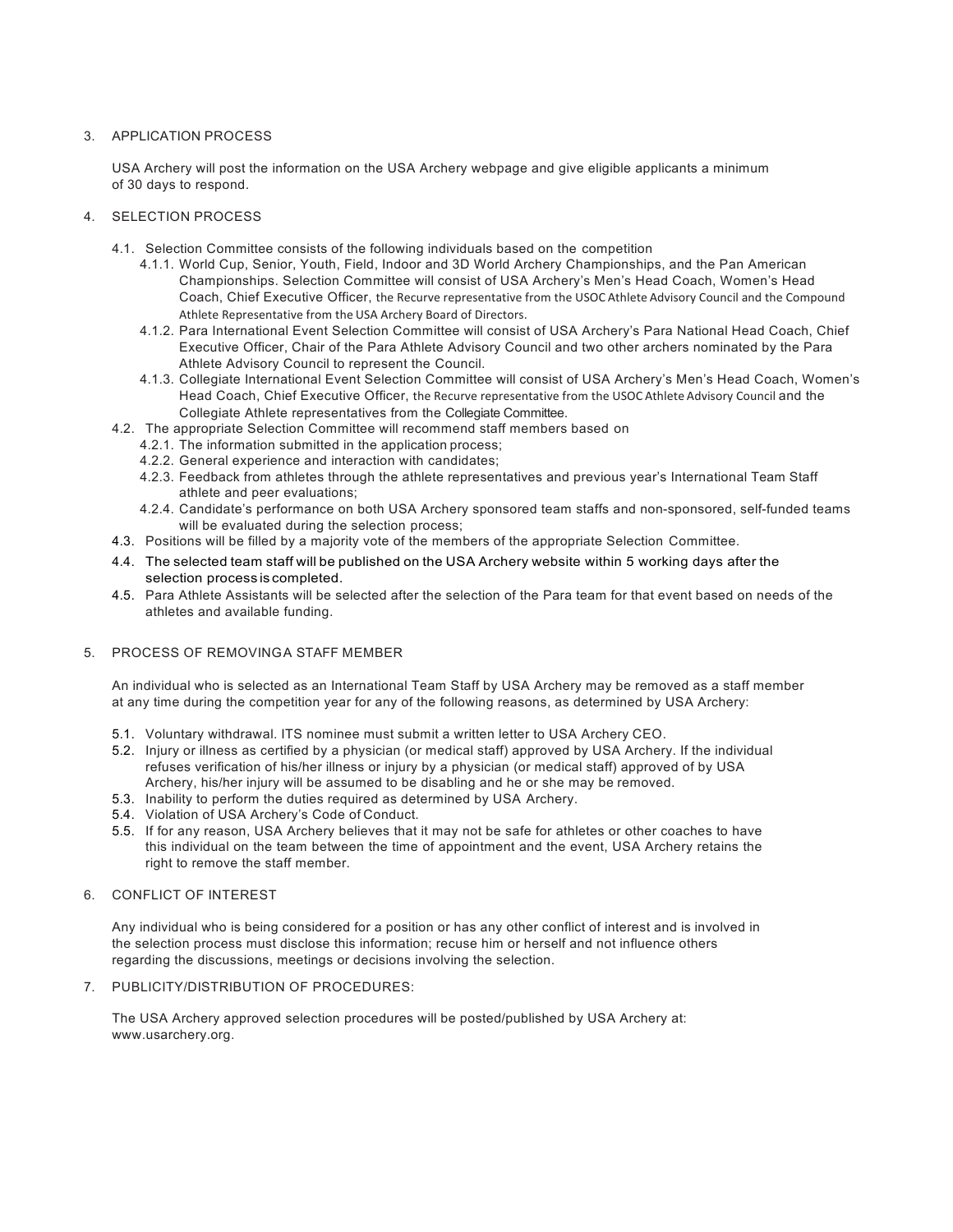3. APPLICATION PROCESS

   USA Archery will post the information on the USA Archery webpage and give eligible applicants a minimum of 30 days to respond.

4. SELECTION PROCESS

   4.1. Selection Committee consists of the following individuals based on the competition
      4.1.1. World Cup, Senior, Youth, Field, Indoor and 3D World Archery Championships, and the Pan American Championships. Selection Committee will consist of USA Archery's Men's Head Coach, Women's Head Coach, Chief Executive Officer, the Recurve representative from the USOC Athlete Advisory Council and the Compound Athlete Representative from the USA Archery Board of Directors.
      4.1.2. Para International Event Selection Committee will consist of USA Archery's Para National Head Coach, Chief Executive Officer, Chair of the Para Athlete Advisory Council and two other archers nominated by the Para Athlete Advisory Council to represent the Council.
      4.1.3. Collegiate International Event Selection Committee will consist of USA Archery's Men's Head Coach, Women's Head Coach, Chief Executive Officer, the Recurve representative from the USOC Athlete Advisory Council and the Collegiate Athlete representatives from the Collegiate Committee.

   4.2. The appropriate Selection Committee will recommend staff members based on
      4.2.1. The information submitted in the application process;
      4.2.2. General experience and interaction with candidates;
      4.2.3. Feedback from athletes through the athlete representatives and previous year's International Team Staff athlete and peer evaluations;
      4.2.4. Candidate's performance on both USA Archery sponsored team staffs and non-sponsored, self-funded teams will be evaluated during the selection process;

   4.3. Positions will be filled by a majority vote of the members of the appropriate Selection Committee.

   4.4. The selected team staff will be published on the USA Archery website within 5 working days after the selection process is completed.

   4.5. Para Athlete Assistants will be selected after the selection of the Para team for that event based on needs of the athletes and available funding.

5. PROCESS OF REMOVINGA STAFF MEMBER

   An individual who is selected as an International Team Staff by USA Archery may be removed as a staff member at any time during the competition year for any of the following reasons, as determined by USA Archery:

   5.1. Voluntary withdrawal. ITS nominee must submit a written letter to USA Archery CEO.

   5.2. Injury or illness as certified by a physician (or medical staff) approved by USA Archery. If the individual refuses verification of his/her illness or injury by a physician (or medical staff) approved of by USA Archery, his/her injury will be assumed to be disabling and he or she may be removed.

   5.3. Inability to perform the duties required as determined by USA Archery.

   5.4. Violation of USA Archery's Code of Conduct.

   5.5. If for any reason, USA Archery believes that it may not be safe for athletes or other coaches to have this individual on the team between the time of appointment and the event, USA Archery retains the right to remove the staff member.

6. CONFLICT OF INTEREST

   Any individual who is being considered for a position or has any other conflict of interest and is involved in the selection process must disclose this information; recuse him or herself and not influence others regarding the discussions, meetings or decisions involving the selection.

7. PUBLICITY/DISTRIBUTION OF PROCEDURES:

   The USA Archery approved selection procedures will be posted/published by USA Archery at: www.usarchery.org.